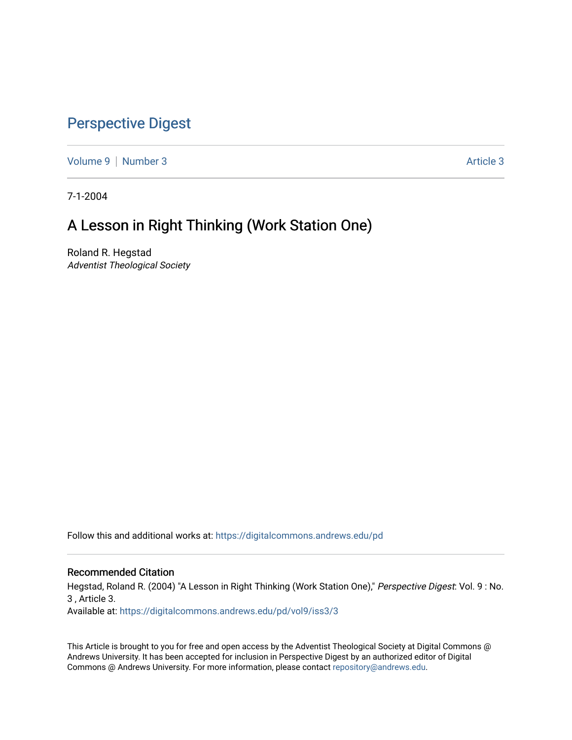# Perspective Digest

Volume 9 | Number 3 | Article 3

7-1-2004

## A Lesson in Right Thinking (Work Station One)

Roland R. Hegstad
*Adventist Theological Society*

Follow this and additional works at: https://digitalcommons.andrews.edu/pd

### Recommended Citation

Hegstad, Roland R. (2004) "A Lesson in Right Thinking (Work Station One)," *Perspective Digest*: Vol. 9 : No. 3 , Article 3.
Available at: https://digitalcommons.andrews.edu/pd/vol9/iss3/3

This Article is brought to you for free and open access by the Adventist Theological Society at Digital Commons @ Andrews University. It has been accepted for inclusion in Perspective Digest by an authorized editor of Digital Commons @ Andrews University. For more information, please contact repository@andrews.edu.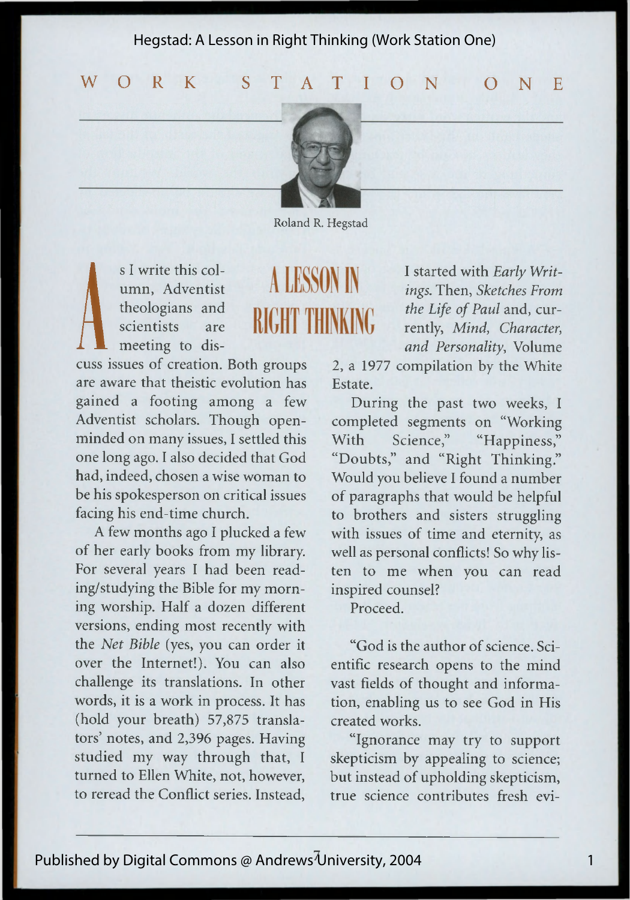WORK STATION ONE

Roland R. Hegstad

# A LESSON IN RIGHT THINKING

As I write this column, Adventist theologians and scientists are meeting to discuss issues of creation. Both groups are aware that theistic evolution has gained a footing among a few Adventist scholars. Though open-minded on many issues, I settled this one long ago. I also decided that God had, indeed, chosen a wise woman to be his spokesperson on critical issues facing his end-time church.

A few months ago I plucked a few of her early books from my library. For several years I had been reading/studying the Bible for my morning worship. Half a dozen different versions, ending most recently with the *Net Bible* (yes, you can order it over the Internet!). You can also challenge its translations. In other words, it is a work in process. It has (hold your breath) 57,875 translators' notes, and 2,396 pages. Having studied my way through that, I turned to Ellen White, not, however, to reread the Conflict series. Instead, I started with *Early Writings*. Then, *Sketches From the Life of Paul* and, currently, *Mind, Character, and Personality*, Volume 2, a 1977 compilation by the White Estate.

During the past two weeks, I completed segments on "Working With Science," "Happiness," "Doubts," and "Right Thinking." Would you believe I found a number of paragraphs that would be helpful to brothers and sisters struggling with issues of time and eternity, as well as personal conflicts! So why listen to me when you can read inspired counsel?

Proceed.

"God is the author of science. Scientific research opens to the mind vast fields of thought and information, enabling us to see God in His created works.

"Ignorance may try to support skepticism by appealing to science; but instead of upholding skepticism, true science contributes fresh evi-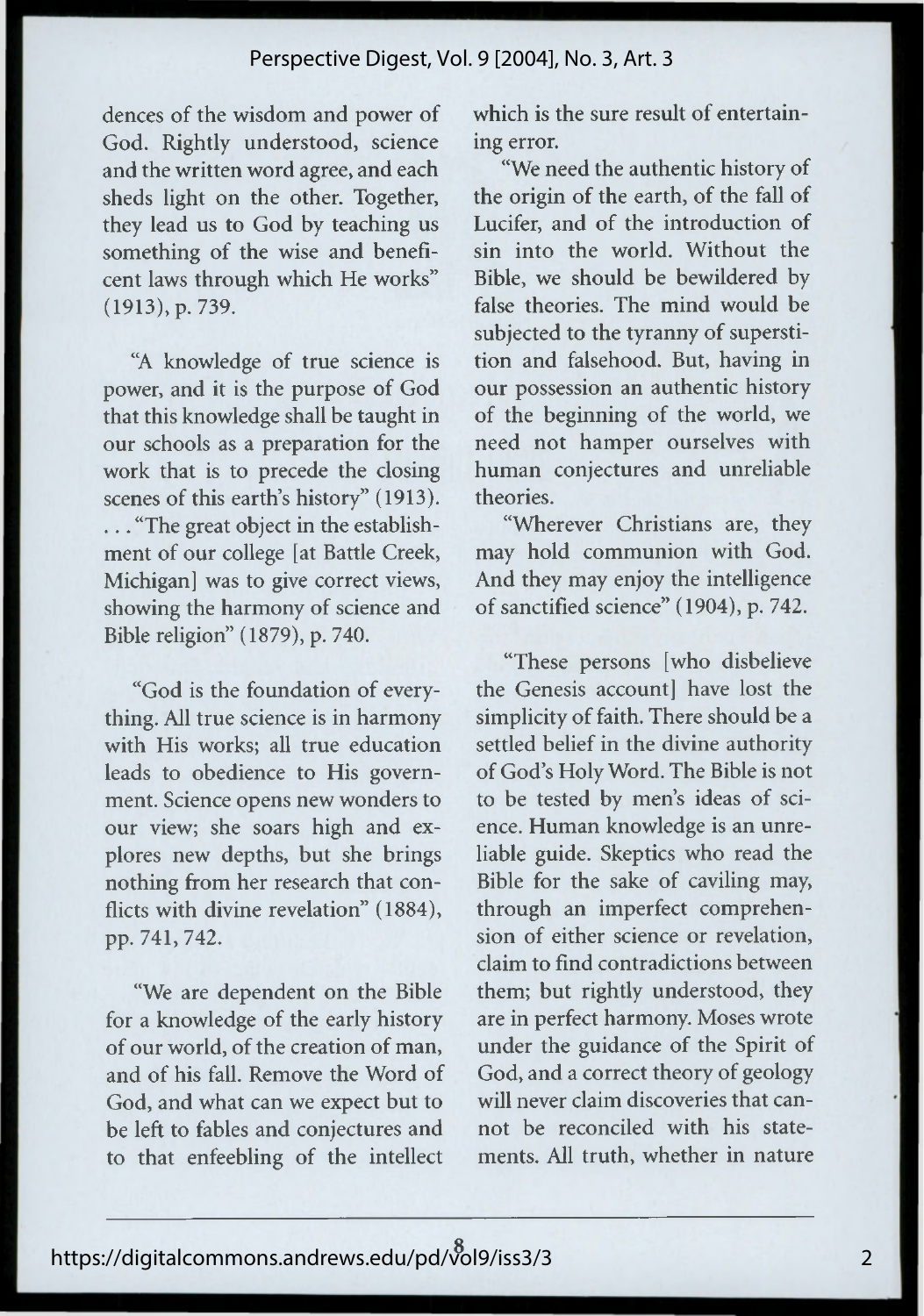dences of the wisdom and power of God. Rightly understood, science and the written word agree, and each sheds light on the other. Together, they lead us to God by teaching us something of the wise and beneficent laws through which He works" (1913), p. 739.

"A knowledge of true science is power, and it is the purpose of God that this knowledge shall be taught in our schools as a preparation for the work that is to precede the closing scenes of this earth's history" (1913). . . . "The great object in the establishment of our college [at Battle Creek, Michigan] was to give correct views, showing the harmony of science and Bible religion" (1879), p. 740.

"God is the foundation of everything. All true science is in harmony with His works; all true education leads to obedience to His government. Science opens new wonders to our view; she soars high and explores new depths, but she brings nothing from her research that conflicts with divine revelation" (1884), pp. 741, 742.

"We are dependent on the Bible for a knowledge of the early history of our world, of the creation of man, and of his fall. Remove the Word of God, and what can we expect but to be left to fables and conjectures and to that enfeebling of the intellect which is the sure result of entertaining error.

"We need the authentic history of the origin of the earth, of the fall of Lucifer, and of the introduction of sin into the world. Without the Bible, we should be bewildered by false theories. The mind would be subjected to the tyranny of superstition and falsehood. But, having in our possession an authentic history of the beginning of the world, we need not hamper ourselves with human conjectures and unreliable theories.

"Wherever Christians are, they may hold communion with God. And they may enjoy the intelligence of sanctified science" (1904), p. 742.

"These persons [who disbelieve the Genesis account] have lost the simplicity of faith. There should be a settled belief in the divine authority of God's Holy Word. The Bible is not to be tested by men's ideas of science. Human knowledge is an unreliable guide. Skeptics who read the Bible for the sake of caviling may, through an imperfect comprehension of either science or revelation, claim to find contradictions between them; but rightly understood, they are in perfect harmony. Moses wrote under the guidance of the Spirit of God, and a correct theory of geology will never claim discoveries that cannot be reconciled with his statements. All truth, whether in nature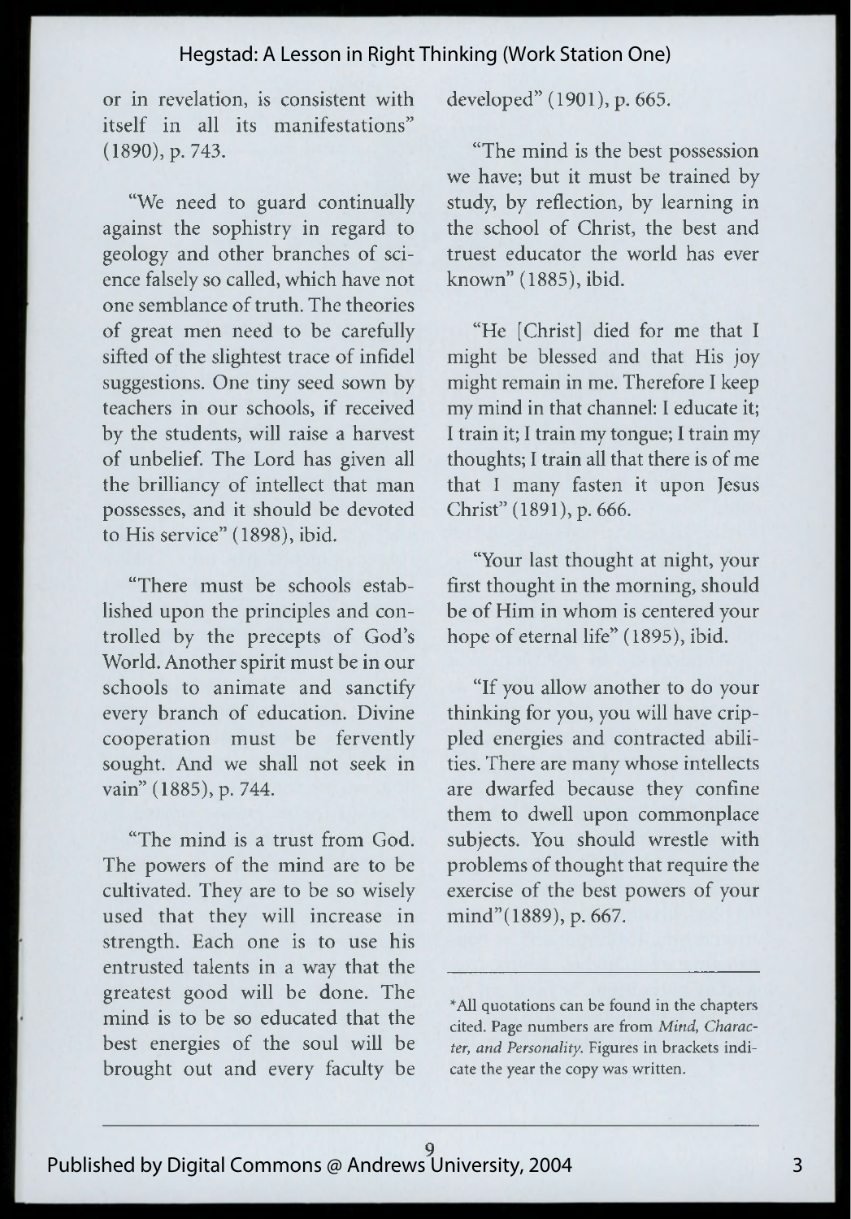or in revelation, is consistent with itself in all its manifestations" (1890), p. 743.

"We need to guard continually against the sophistry in regard to geology and other branches of science falsely so called, which have not one semblance of truth. The theories of great men need to be carefully sifted of the slightest trace of infidel suggestions. One tiny seed sown by teachers in our schools, if received by the students, will raise a harvest of unbelief. The Lord has given all the brilliancy of intellect that man possesses, and it should be devoted to His service" (1898), ibid.

"There must be schools established upon the principles and controlled by the precepts of God's World. Another spirit must be in our schools to animate and sanctify every branch of education. Divine cooperation must be fervently sought. And we shall not seek in vain" (1885), p. 744.

"The mind is a trust from God. The powers of the mind are to be cultivated. They are to be so wisely used that they will increase in strength. Each one is to use his entrusted talents in a way that the greatest good will be done. The mind is to be so educated that the best energies of the soul will be brought out and every faculty be developed" (1901), p. 665.

"The mind is the best possession we have; but it must be trained by study, by reflection, by learning in the school of Christ, the best and truest educator the world has ever known" (1885), ibid.

"He [Christ] died for me that I might be blessed and that His joy might remain in me. Therefore I keep my mind in that channel: I educate it; I train it; I train my tongue; I train my thoughts; I train all that there is of me that I many fasten it upon Jesus Christ" (1891), p. 666.

"Your last thought at night, your first thought in the morning, should be of Him in whom is centered your hope of eternal life" (1895), ibid.

"If you allow another to do your thinking for you, you will have crippled energies and contracted abilities. There are many whose intellects are dwarfed because they confine them to dwell upon commonplace subjects. You should wrestle with problems of thought that require the exercise of the best powers of your mind"(1889), p. 667.

---

*All quotations can be found in the chapters cited. Page numbers are from *Mind, Character, and Personality.* Figures in brackets indicate the year the copy was written.